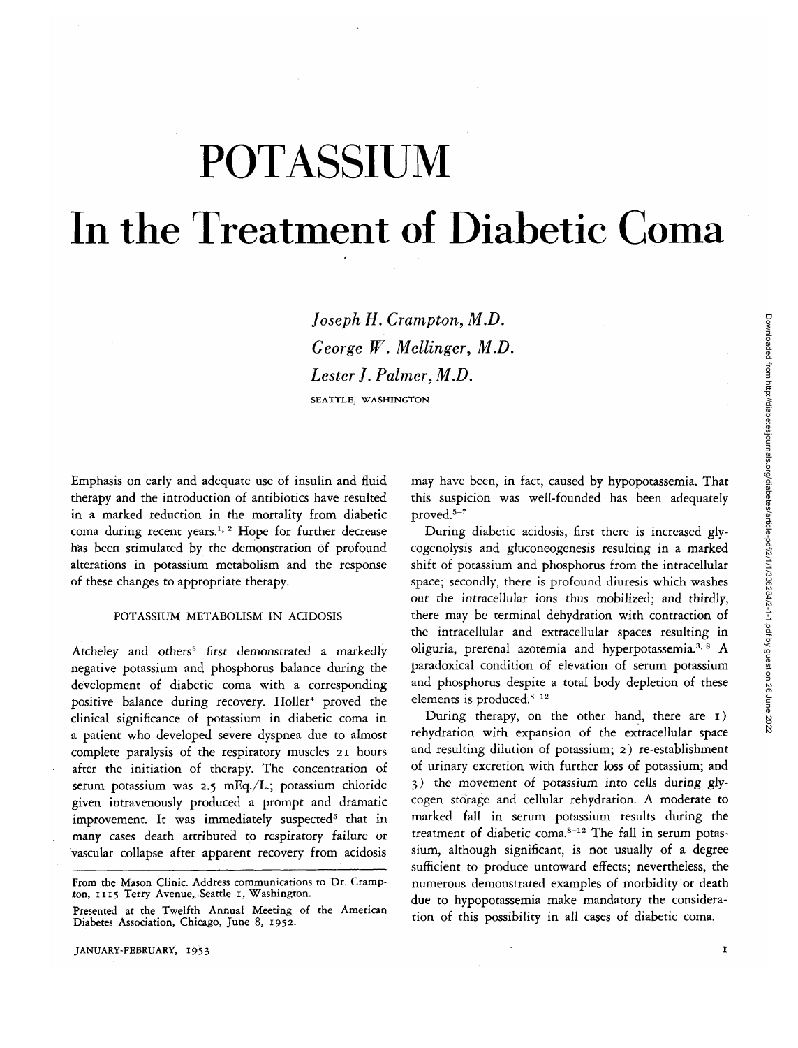# POTASSIUM

# In the Treatment of Diabetic Coma

*Joseph H. Crampton, M.D.*

*George W. Mellinger, M.D.*

*Lester J. Palmer, M.D.*

SEATTLE, WASHINGTON

Emphasis on early and adequate use of insulin and fluid therapy and the introduction of antibiotics have resulted in a marked reduction in the mortality from diabetic coma during recent years.[1,2] Hope for further decrease has been stimulated by the demonstration of profound alterations in potassium metabolism and the response of these changes to appropriate therapy.

## POTASSIUM METABOLISM IN ACIDOSIS

Atcheley and others[3] first demonstrated a markedly negative potassium and phosphorus balance during the development of diabetic coma with a corresponding positive balance during recovery. Holler[4] proved the clinical significance of potassium in diabetic coma in a patient who developed severe dyspnea due to almost complete paralysis of the respiratory muscles 21 hours after the initiation of therapy. The concentration of serum potassium was 2.5 mEq./L.; potassium chloride given intravenously produced a prompt and dramatic improvement. It was immediately suspected[5] that in many cases death attributed to respiratory failure or vascular collapse after apparent recovery from acidosis may have been, in fact, caused by hypopotassemia. That this suspicion was well-founded has been adequately proved.[5-7]

During diabetic acidosis, first there is increased glycogenolysis and gluconeogenesis resulting in a marked shift of potassium and phosphorus from the intracellular space; secondly, there is profound diuresis which washes out the intracellular ions thus mobilized; and thirdly, there may be terminal dehydration with contraction of the intracellular and extracellular spaces resulting in oliguria, prerenal azotemia and hyperpotassemia.[3,8] A paradoxical condition of elevation of serum potassium and phosphorus despite a total body depletion of these elements is produced.[8-12]

During therapy, on the other hand, there are 1) rehydration with expansion of the extracellular space and resulting dilution of potassium; 2) re-establishment of urinary excretion with further loss of potassium; and 3) the movement of potassium into cells during glycogen storage and cellular rehydration. A moderate to marked fall in serum potassium results during the treatment of diabetic coma.[8-12] The fall in serum potassium, although significant, is not usually of a degree sufficient to produce untoward effects; nevertheless, the numerous demonstrated examples of morbidity or death due to hypopotassemia make mandatory the consideration of this possibility in all cases of diabetic coma.

From the Mason Clinic. Address communications to Dr. Crampton, 1115 Terry Avenue, Seattle 1, Washington.

Presented at the Twelfth Annual Meeting of the American Diabetes Association, Chicago, June 8, 1952.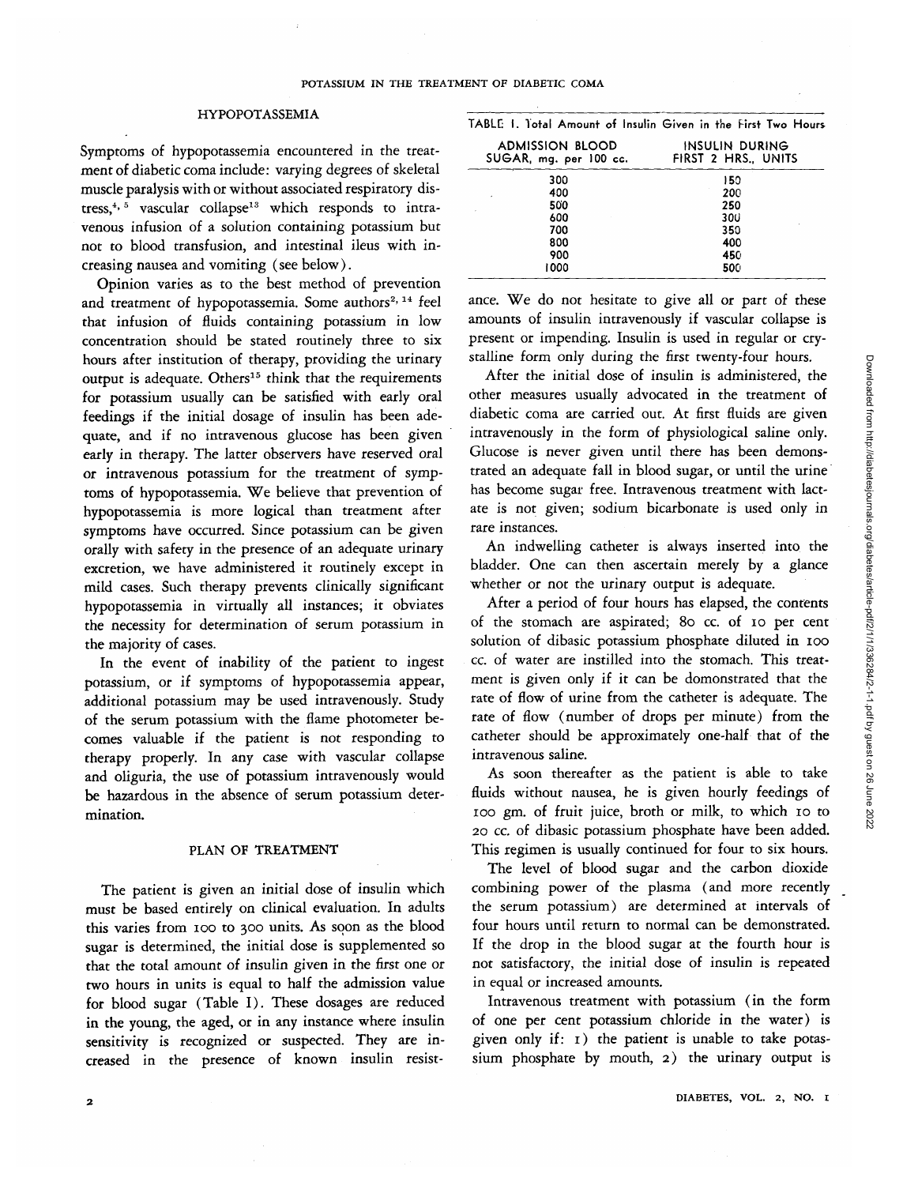## HYPOPOTASSEMIA

Symptoms of hypopotassemia encountered in the treatment of diabetic coma include: varying degrees of skeletal muscle paralysis with or without associated respiratory distress,[4, 5] vascular collapse[13] which responds to intravenous infusion of a solution containing potassium but not to blood transfusion, and intestinal ileus with increasing nausea and vomiting (see below).

Opinion varies as to the best method of prevention and treatment of hypopotassemia. Some authors[2, 14] feel that infusion of fluids containing potassium in low concentration should be stated routinely three to six hours after institution of therapy, providing the urinary output is adequate. Others[15] think that the requirements for potassium usually can be satisfied with early oral feedings if the initial dosage of insulin has been adequate, and if no intravenous glucose has been given early in therapy. The latter observers have reserved oral or intravenous potassium for the treatment of symptoms of hypopotassemia. We believe that prevention of hypopotassemia is more logical than treatment after symptoms have occurred. Since potassium can be given orally with safety in the presence of an adequate urinary excretion, we have administered it routinely except in mild cases. Such therapy prevents clinically significant hypopotassemia in virtually all instances; it obviates the necessity for determination of serum potassium in the majority of cases.

In the event of inability of the patient to ingest potassium, or if symptoms of hypopotassemia appear, additional potassium may be used intravenously. Study of the serum potassium with the flame photometer becomes valuable if the patient is not responding to therapy properly. In any case with vascular collapse and oliguria, the use of potassium intravenously would be hazardous in the absence of serum potassium determination.

## PLAN OF TREATMENT

The patient is given an initial dose of insulin which must be based entirely on clinical evaluation. In adults this varies from 100 to 300 units. As soon as the blood sugar is determined, the initial dose is supplemented so that the total amount of insulin given in the first one or two hours in units is equal to half the admission value for blood sugar (Table I). These dosages are reduced in the young, the aged, or in any instance where insulin sensitivity is recognized or suspected. They are increased in the presence of known insulin resistance. We do not hesitate to give all or part of these amounts of insulin intravenously if vascular collapse is present or impending. Insulin is used in regular or crystalline form only during the first twenty-four hours.

TABLE I. Total Amount of Insulin Given in the First Two Hours

| ADMISSION BLOOD SUGAR, mg. per 100 cc. | INSULIN DURING FIRST 2 HRS., UNITS |
|---|---|
| 300 | 150 |
| 400 | 200 |
| 500 | 250 |
| 600 | 300 |
| 700 | 350 |
| 800 | 400 |
| 900 | 450 |
| 1000 | 500 |

After the initial dose of insulin is administered, the other measures usually advocated in the treatment of diabetic coma are carried out. At first fluids are given intravenously in the form of physiological saline only. Glucose is never given until there has been demonstrated an adequate fall in blood sugar, or until the urine has become sugar free. Intravenous treatment with lactate is not given; sodium bicarbonate is used only in rare instances.

An indwelling catheter is always inserted into the bladder. One can then ascertain merely by a glance whether or not the urinary output is adequate.

After a period of four hours has elapsed, the contents of the stomach are aspirated; 80 cc. of 10 per cent solution of dibasic potassium phosphate diluted in 100 cc. of water are instilled into the stomach. This treatment is given only if it can be domonstrated that the rate of flow of urine from the catheter is adequate. The rate of flow (number of drops per minute) from the catheter should be approximately one-half that of the intravenous saline.

As soon thereafter as the patient is able to take fluids without nausea, he is given hourly feedings of 100 gm. of fruit juice, broth or milk, to which 10 to 20 cc. of dibasic potassium phosphate have been added. This regimen is usually continued for four to six hours.

The level of blood sugar and the carbon dioxide combining power of the plasma (and more recently the serum potassium) are determined at intervals of four hours until return to normal can be demonstrated. If the drop in the blood sugar at the fourth hour is not satisfactory, the initial dose of insulin is repeated in equal or increased amounts.

Intravenous treatment with potassium (in the form of one per cent potassium chloride in the water) is given only if: 1) the patient is unable to take potassium phosphate by mouth, 2) the urinary output is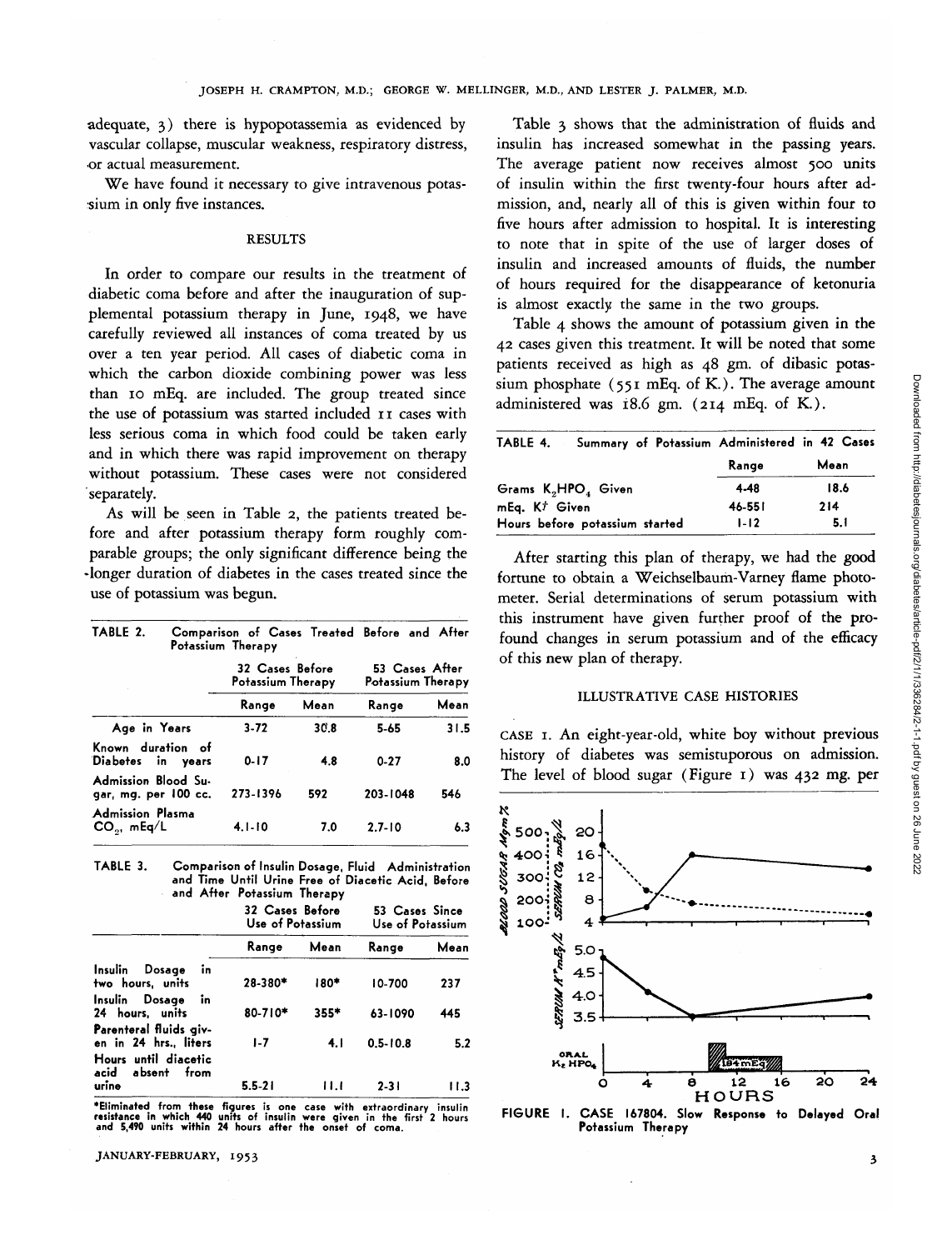adequate, 3) there is hypopotassemia as evidenced by vascular collapse, muscular weakness, respiratory distress, or actual measurement.

We have found it necessary to give intravenous potassium in only five instances.

## RESULTS

In order to compare our results in the treatment of diabetic coma before and after the inauguration of supplemental potassium therapy in June, 1948, we have carefully reviewed all instances of coma treated by us over a ten year period. All cases of diabetic coma in which the carbon dioxide combining power was less than 10 mEq. are included. The group treated since the use of potassium was started included 11 cases with less serious coma in which food could be taken early and in which there was rapid improvement on therapy without potassium. These cases were not considered separately.

As will be seen in Table 2, the patients treated before and after potassium therapy form roughly comparable groups; the only significant difference being the longer duration of diabetes in the cases treated since the use of potassium was begun.

TABLE 2. Comparison of Cases Treated Before and After Potassium Therapy

| | 32 Cases Before Potassium Therapy | | 53 Cases After Potassium Therapy | |
|---|---|---|---|---|
| | Range | Mean | Range | Mean |
| Age in Years | 3-72 | 30.8 | 5-65 | 31.5 |
| Known duration of Diabetes in years | 0-17 | 4.8 | 0-27 | 8.0 |
| Admission Blood Sugar, mg. per 100 cc. | 273-1396 | 592 | 203-1048 | 546 |
| Admission Plasma $CO_2$, mEq/L | 4.1-10 | 7.0 | 2.7-10 | 6.3 |

TABLE 3. Comparison of Insulin Dosage, Fluid Administration and Time Until Urine Free of Diacetic Acid, Before and After Potassium Therapy

| | 32 Cases Before Use of Potassium | | 53 Cases Since Use of Potassium | |
|---|---|---|---|---|
| | Range | Mean | Range | Mean |
| Insulin Dosage in two hours, units | 28-380* | 180* | 10-700 | 237 |
| Insulin Dosage in 24 hours, units | 80-710* | 355* | 63-1090 | 445 |
| Parenteral fluids given in 24 hrs., liters | 1-7 | 4.1 | 0.5-10.8 | 5.2 |
| Hours until diacetic acid absent from urine | 5.5-21 | 11.1 | 2-31 | 11.3 |

*Eliminated from these figures is one case with extraordinary insulin resistance in which 440 units of insulin were given in the first 2 hours and 5,490 units within 24 hours after the onset of coma.

Table 3 shows that the administration of fluids and insulin has increased somewhat in the passing years. The average patient now receives almost 500 units of insulin within the first twenty-four hours after admission, and, nearly all of this is given within four to five hours after admission to hospital. It is interesting to note that in spite of the use of larger doses of insulin and increased amounts of fluids, the number of hours required for the disappearance of ketonuria is almost exactly the same in the two groups.

Table 4 shows the amount of potassium given in the 42 cases given this treatment. It will be noted that some patients received as high as 48 gm. of dibasic potassium phosphate (551 mEq. of K.). The average amount administered was 18.6 gm. (214 mEq. of K.).

TABLE 4. Summary of Potassium Administered in 42 Cases

| | Range | Mean |
|---|---|---|
| Grams $K_2HPO_4$ Given | 4-48 | 18.6 |
| mEq. $K^+$ Given | 46-551 | 214 |
| Hours before potassium started | 1-12 | 5.1 |

After starting this plan of therapy, we had the good fortune to obtain a Weichselbaum-Varney flame photometer. Serial determinations of serum potassium with this instrument have given further proof of the profound changes in serum potassium and of the efficacy of this new plan of therapy.

## ILLUSTRATIVE CASE HISTORIES

CASE 1. An eight-year-old, white boy without previous history of diabetes was semistuporous on admission. The level of blood sugar (Figure 1) was 432 mg. per

FIGURE 1. CASE 167804. Slow Response to Delayed Oral Potassium Therapy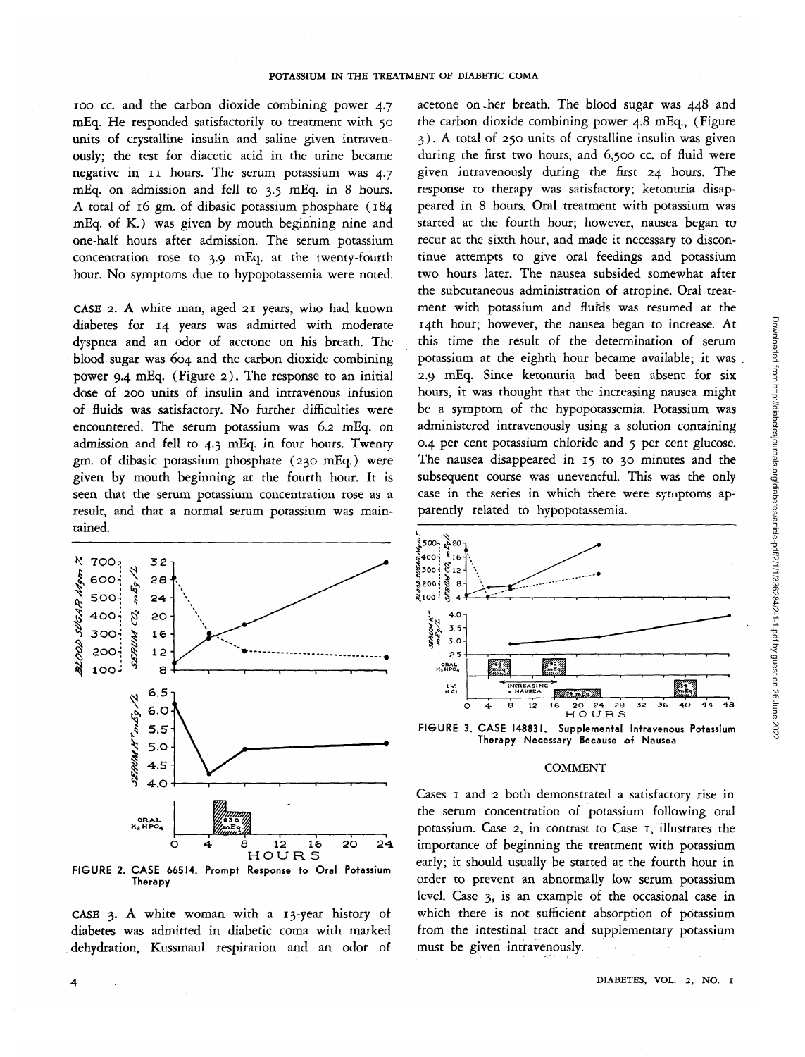100 cc. and the carbon dioxide combining power 4.7 mEq. He responded satisfactorily to treatment with 50 units of crystalline insulin and saline given intravenously; the test for diacetic acid in the urine became negative in 11 hours. The serum potassium was 4.7 mEq. on admission and fell to 3.5 mEq. in 8 hours. A total of 16 gm. of dibasic potassium phosphate (184 mEq. of K.) was given by mouth beginning nine and one-half hours after admission. The serum potassium concentration rose to 3.9 mEq. at the twenty-fourth hour. No symptoms due to hypopotassemia were noted.

CASE 2. A white man, aged 21 years, who had known diabetes for 14 years was admitted with moderate dyspnea and an odor of acetone on his breath. The blood sugar was 604 and the carbon dioxide combining power 9.4 mEq. (Figure 2). The response to an initial dose of 200 units of insulin and intravenous infusion of fluids was satisfactory. No further difficulties were encountered. The serum potassium was 6.2 mEq. on admission and fell to 4.3 mEq. in four hours. Twenty gm. of dibasic potassium phosphate (230 mEq.) were given by mouth beginning at the fourth hour. It is seen that the serum potassium concentration rose as a result, and that a normal serum potassium was maintained.

FIGURE 2. CASE 66514. Prompt Response to Oral Potassium Therapy

CASE 3. A white woman with a 13-year history of diabetes was admitted in diabetic coma with marked dehydration, Kussmaul respiration and an odor of acetone on her breath. The blood sugar was 448 and the carbon dioxide combining power 4.8 mEq., (Figure 3). A total of 250 units of crystalline insulin was given during the first two hours, and 6,500 cc. of fluid were given intravenously during the first 24 hours. The response to therapy was satisfactory; ketonuria disappeared in 8 hours. Oral treatment with potassium was started at the fourth hour; however, nausea began to recur at the sixth hour, and made it necessary to discontinue attempts to give oral feedings and potassium two hours later. The nausea subsided somewhat after the subcutaneous administration of atropine. Oral treatment with potassium and fluids was resumed at the 14th hour; however, the nausea began to increase. At this time the result of the determination of serum potassium at the eighth hour became available; it was 2.9 mEq. Since ketonuria had been absent for six hours, it was thought that the increasing nausea might be a symptom of the hypopotassemia. Potassium was administered intravenously using a solution containing 0.4 per cent potassium chloride and 5 per cent glucose. The nausea disappeared in 15 to 30 minutes and the subsequent course was uneventful. This was the only case in the series in which there were symptoms apparently related to hypopotassemia.

FIGURE 3. CASE 148831. Supplemental Intravenous Potassium Therapy Necessary Because of Nausea

## COMMENT

Cases 1 and 2 both demonstrated a satisfactory rise in the serum concentration of potassium following oral potassium. Case 2, in contrast to Case 1, illustrates the importance of beginning the treatment with potassium early; it should usually be started at the fourth hour in order to prevent an abnormally low serum potassium level. Case 3, is an example of the occasional case in which there is not sufficient absorption of potassium from the intestinal tract and supplementary potassium must be given intravenously.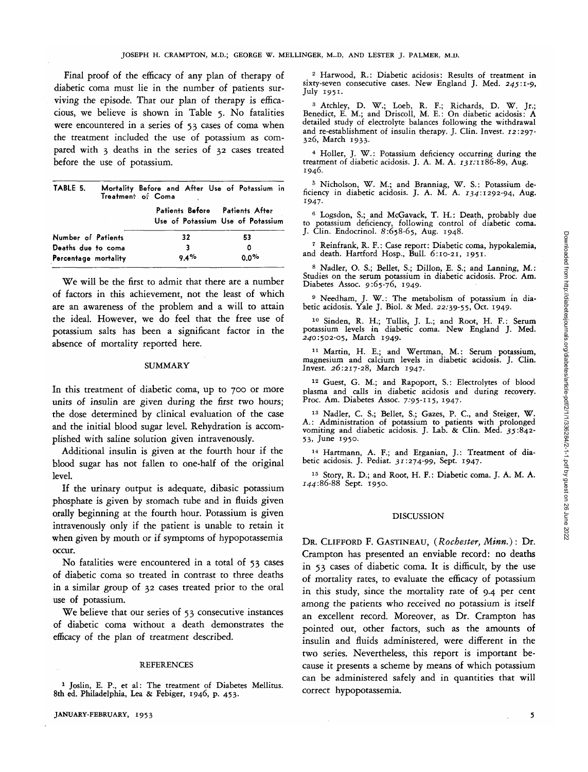Final proof of the efficacy of any plan of therapy of diabetic coma must lie in the number of patients surviving the episode. That our plan of therapy is efficacious, we believe is shown in Table 5. No fatalities were encountered in a series of 53 cases of coma when the treatment included the use of potassium as compared with 3 deaths in the series of 32 cases treated before the use of potassium.

TABLE 5. Mortality Before and After Use of Potassium in Treatment of Coma

| | Patients Before Use of Potassium | Patients After Use of Potassium |
|---|---|---|
| Number of Patients | 32 | 53 |
| Deaths due to coma | 3 | 0 |
| Percentage mortality | 9.4% | 0.0% |

We will be the first to admit that there are a number of factors in this achievement, not the least of which are an awareness of the problem and a will to attain the ideal. However, we do feel that the free use of potassium salts has been a significant factor in the absence of mortality reported here.

## SUMMARY

In this treatment of diabetic coma, up to 700 or more units of insulin are given during the first two hours; the dose determined by clinical evaluation of the case and the initial blood sugar level. Rehydration is accomplished with saline solution given intravenously.

Additional insulin is given at the fourth hour if the blood sugar has not fallen to one-half of the original level.

If the urinary output is adequate, dibasic potassium phosphate is given by stomach tube and in fluids given orally beginning at the fourth hour. Potassium is given intravenously only if the patient is unable to retain it when given by mouth or if symptoms of hypopotassemia occur.

No fatalities were encountered in a total of 53 cases of diabetic coma so treated in contrast to three deaths in a similar group of 32 cases treated prior to the oral use of potassium.

We believe that our series of 53 consecutive instances of diabetic coma without a death demonstrates the efficacy of the plan of treatment described.

## REFERENCES

[1] Joslin, E. P., et al: The treatment of Diabetes Mellitus. 8th ed. Philadelphia, Lea & Febiger, 1946, p. 453.

[2] Harwood, R.: Diabetic acidosis: Results of treatment in sixty-seven consecutive cases. New England J. Med. *245*:1-9, July 1951.

[3] Atchley, D. W.; Loeb, R. F.; Richards, D. W. Jr.; Benedict, E. M.; and Driscoll, M. E.: On diabetic acidosis: A detailed study of electrolyte balances following the withdrawal and re-establishment of insulin therapy. J. Clin. Invest. *12*:297-326, March 1933.

[4] Holler, J. W.: Potassium deficiency occurring during the treatment of diabetic acidosis. J. A. M. A. *131*:1186-89, Aug. 1946.

[5] Nicholson, W. M.; and Branniag, W. S.: Potassium deficiency in diabetic acidosis. J. A. M. A. *134*:1292-94, Aug. 1947.

[6] Logsdon, S.; and McGavack, T. H.: Death, probably due to potassium deficiency, following control of diabetic coma. J. Clin. Endocrinol. 8:658-65, Aug. 1948.

[7] Reinfrank, R. F.: Case report: Diabetic coma, hypokalemia, and death. Hartford Hosp., Bull. 6:10-21, 1951.

[8] Nadler, O. S.; Bellet, S.; Dillon, E. S.; and Lanning, M.: Studies on the serum potassium in diabetic acidosis. Proc. Am. Diabetes Assoc. 9:65-76, 1949.

[9] Needham, J. W.: The metabolism of potassium in diabetic acidosis. Yale J. Biol. & Med. *22*:39-55, Oct. 1949.

[10] Sinden, R. H.; Tullis, J. L.; and Root, H. F.: Serum potassium levels in diabetic coma. New England J. Med. *240*:502-05, March 1949.

[11] Martin, H. E.; and Wertman, M.: Serum potassium, magnesium and calcium levels in diabetic acidosis. J. Clin. Invest. *26*:217-28, March 1947.

[12] Guest, G. M.; and Rapoport, S.: Electrolytes of blood plasma and calls in diabetic acidosis and during recovery. Proc. Am. Diabetes Assoc. 7:95-115, 1947.

[13] Nadler, C. S.; Bellet, S.; Gazes, P. C., and Steiger, W. A.: Administration of potassium to patients with prolonged vomiting and diabetic acidosis. J. Lab. & Clin. Med. *35*:842-53, June 1950.

[14] Hartmann, A. F.; and Erganian, J.: Treatment of diabetic acidosis. J. Pediat. *31*:274-99, Sept. 1947.

[15] Story, R. D.; and Root, H. F.: Diabetic coma. J. A. M. A. *144*:86-88 Sept. 1950.

## DISCUSSION

DR. CLIFFORD F. GASTINEAU, (*Rochester, Minn.*): Dr. Crampton has presented an enviable record: no deaths in 53 cases of diabetic coma. It is difficult, by the use of mortality rates, to evaluate the efficacy of potassium in this study, since the mortality rate of 9.4 per cent among the patients who received no potassium is itself an excellent record. Moreover, as Dr. Crampton has pointed out, other factors, such as the amounts of insulin and fluids administered, were different in the two series. Nevertheless, this report is important because it presents a scheme by means of which potassium can be administered safely and in quantities that will correct hypopotassemia.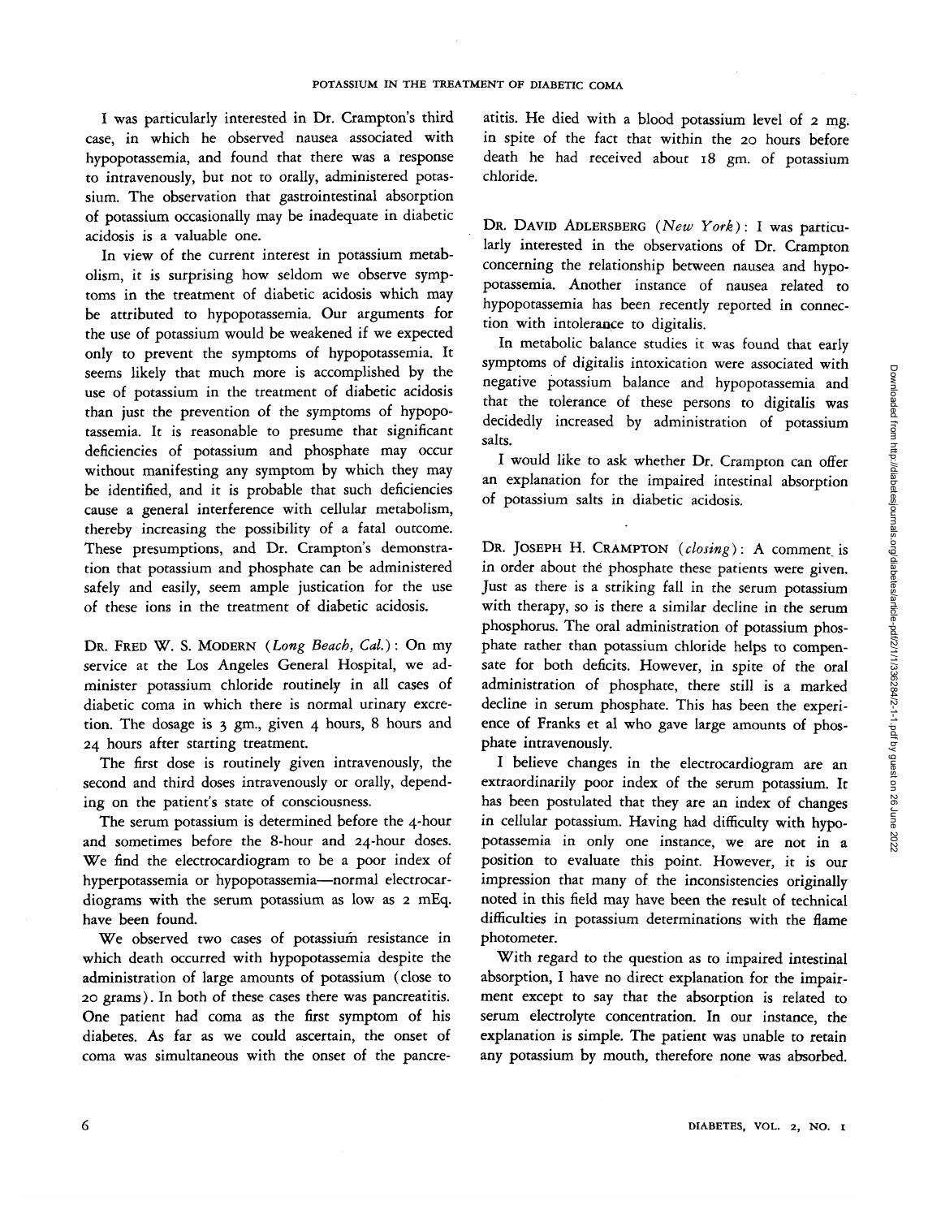I was particularly interested in Dr. Crampton's third case, in which he observed nausea associated with hypopotassemia, and found that there was a response to intravenously, but not to orally, administered potassium. The observation that gastrointestinal absorption of potassium occasionally may be inadequate in diabetic acidosis is a valuable one.

In view of the current interest in potassium metabolism, it is surprising how seldom we observe symptoms in the treatment of diabetic acidosis which may be attributed to hypopotassemia. Our arguments for the use of potassium would be weakened if we expected only to prevent the symptoms of hypopotassemia. It seems likely that much more is accomplished by the use of potassium in the treatment of diabetic acidosis than just the prevention of the symptoms of hypopotassemia. It is reasonable to presume that significant deficiencies of potassium and phosphate may occur without manifesting any symptom by which they may be identified, and it is probable that such deficiencies cause a general interference with cellular metabolism, thereby increasing the possibility of a fatal outcome. These presumptions, and Dr. Crampton's demonstration that potassium and phosphate can be administered safely and easily, seem ample justication for the use of these ions in the treatment of diabetic acidosis.

DR. FRED W. S. MODERN (*Long Beach, Cal.*): On my service at the Los Angeles General Hospital, we administer potassium chloride routinely in all cases of diabetic coma in which there is normal urinary excretion. The dosage is 3 gm., given 4 hours, 8 hours and 24 hours after starting treatment.

The first dose is routinely given intravenously, the second and third doses intravenously or orally, depending on the patient's state of consciousness.

The serum potassium is determined before the 4-hour and sometimes before the 8-hour and 24-hour doses. We find the electrocardiogram to be a poor index of hyperpotassemia or hypopotassemia—normal electrocardiograms with the serum potassium as low as 2 mEq. have been found.

We observed two cases of potassium resistance in which death occurred with hypopotassemia despite the administration of large amounts of potassium (close to 20 grams). In both of these cases there was pancreatitis. One patient had coma as the first symptom of his diabetes. As far as we could ascertain, the onset of coma was simultaneous with the onset of the pancreatitis. He died with a blood potassium level of 2 mg. in spite of the fact that within the 20 hours before death he had received about 18 gm. of potassium chloride.

DR. DAVID ADLERSBERG (*New York*): I was particularly interested in the observations of Dr. Crampton concerning the relationship between nausea and hypopotassemia. Another instance of nausea related to hypopotassemia has been recently reported in connection with intolerance to digitalis.

In metabolic balance studies it was found that early symptoms of digitalis intoxication were associated with negative potassium balance and hypopotassemia and that the tolerance of these persons to digitalis was decidedly increased by administration of potassium salts.

I would like to ask whether Dr. Crampton can offer an explanation for the impaired intestinal absorption of potassium salts in diabetic acidosis.

DR. JOSEPH H. CRAMPTON (*closing*): A comment is in order about the phosphate these patients were given. Just as there is a striking fall in the serum potassium with therapy, so is there a similar decline in the serum phosphorus. The oral administration of potassium phosphate rather than potassium chloride helps to compensate for both deficits. However, in spite of the oral administration of phosphate, there still is a marked decline in serum phosphate. This has been the experience of Franks et al who gave large amounts of phosphate intravenously.

I believe changes in the electrocardiogram are an extraordinarily poor index of the serum potassium. It has been postulated that they are an index of changes in cellular potassium. Having had difficulty with hypopotassemia in only one instance, we are not in a position to evaluate this point. However, it is our impression that many of the inconsistencies originally noted in this field may have been the result of technical difficulties in potassium determinations with the flame photometer.

With regard to the question as to impaired intestinal absorption, I have no direct explanation for the impairment except to say that the absorption is related to serum electrolyte concentration. In our instance, the explanation is simple. The patient was unable to retain any potassium by mouth, therefore none was absorbed.